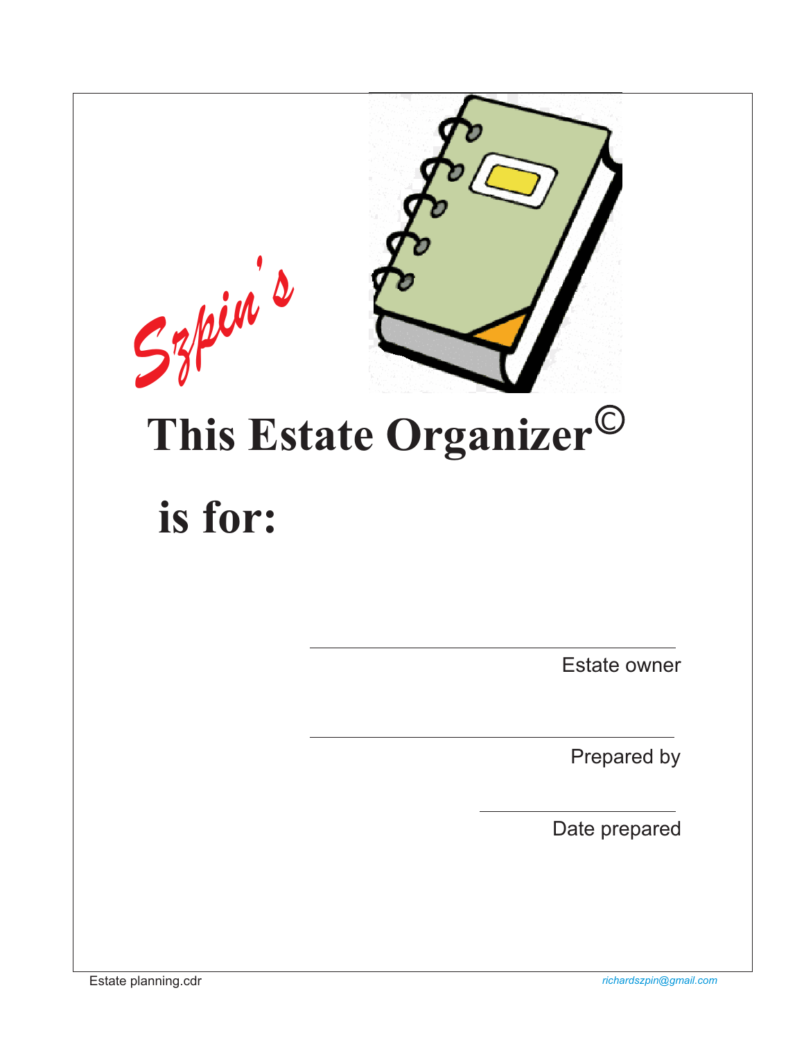*Szpin's*

# This Estate Organizer©

# is for:

\_\_\_\_\_\_\_\_\_\_\_\_\_\_\_\_\_\_\_\_\_\_\_\_\_\_\_\_\_\_\_\_\_\_\_\_
Estate owner

\_\_\_\_\_\_\_\_\_\_\_\_\_\_\_\_\_\_\_\_\_\_\_\_\_\_\_\_\_\_\_\_\_\_\_\_
Prepared by

\_\_\_\_\_\_\_\_\_\_\_\_\_\_\_\_\_\_\_\_
Date prepared

Estate planning.cdr

*richardszpin@gmail.com*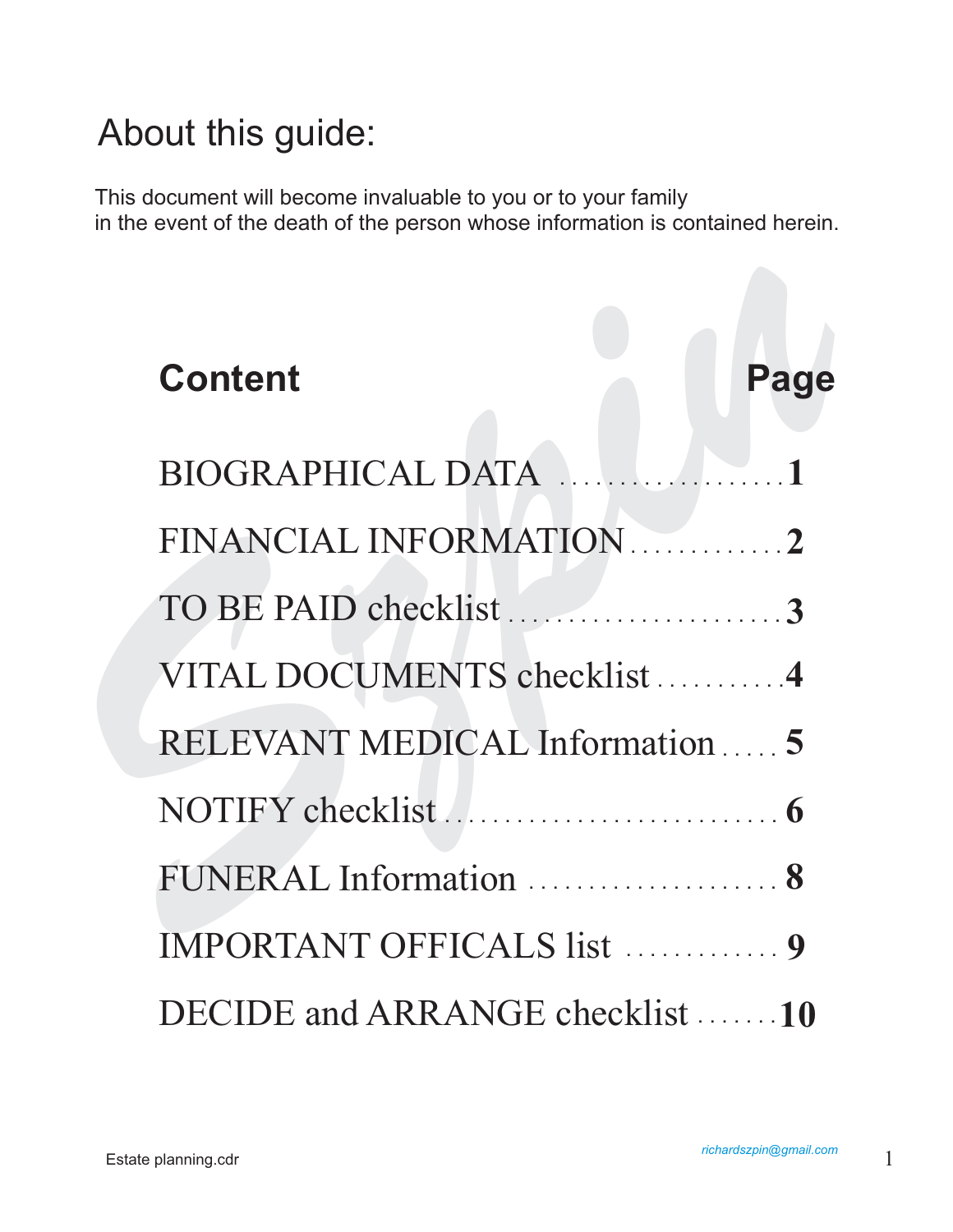# About this guide:

This document will become invaluable to you or to your family in the event of the death of the person whose information is contained herein.

| Content | Page |
| --- | --- |
| BIOGRAPHICAL DATA | 1 |
| FINANCIAL INFORMATION | 2 |
| TO BE PAID checklist | 3 |
| VITAL DOCUMENTS checklist | 4 |
| RELEVANT MEDICAL Information | 5 |
| NOTIFY checklist | 6 |
| FUNERAL Information | 8 |
| IMPORTANT OFFICALS list | 9 |
| DECIDE and ARRANGE checklist | 10 |

Estate planning.cdr

*richardszpin@gmail.com*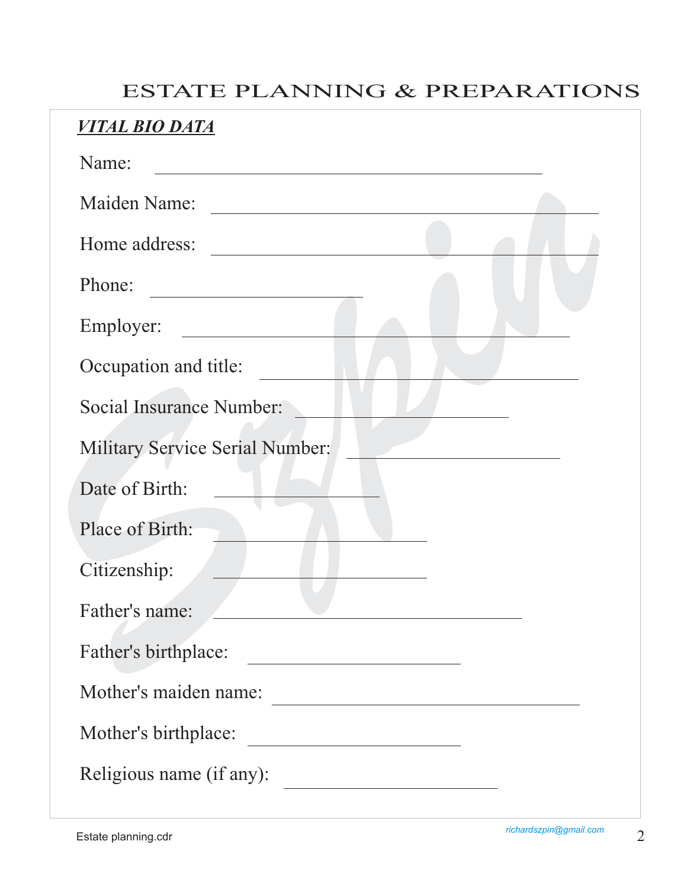# ESTATE PLANNING & PREPARATIONS

***VITAL BIO DATA***

Name: ______________________________________________

Maiden Name: ______________________________________________

Home address: ______________________________________________

Phone: ________________________

Employer: ______________________________________________

Occupation and title: ____________________________________

Social Insurance Number: ________________________

Military Service Serial Number: ________________________

Date of Birth: ____________________

Place of Birth: ________________________

Citizenship: ________________________

Father's name: ___________________________________

Father's birthplace: ________________________

Mother's maiden name: ___________________________________

Mother's birthplace: ________________________

Religious name (if any): ________________________

Estate planning.cdr

richardszpin@gmail.com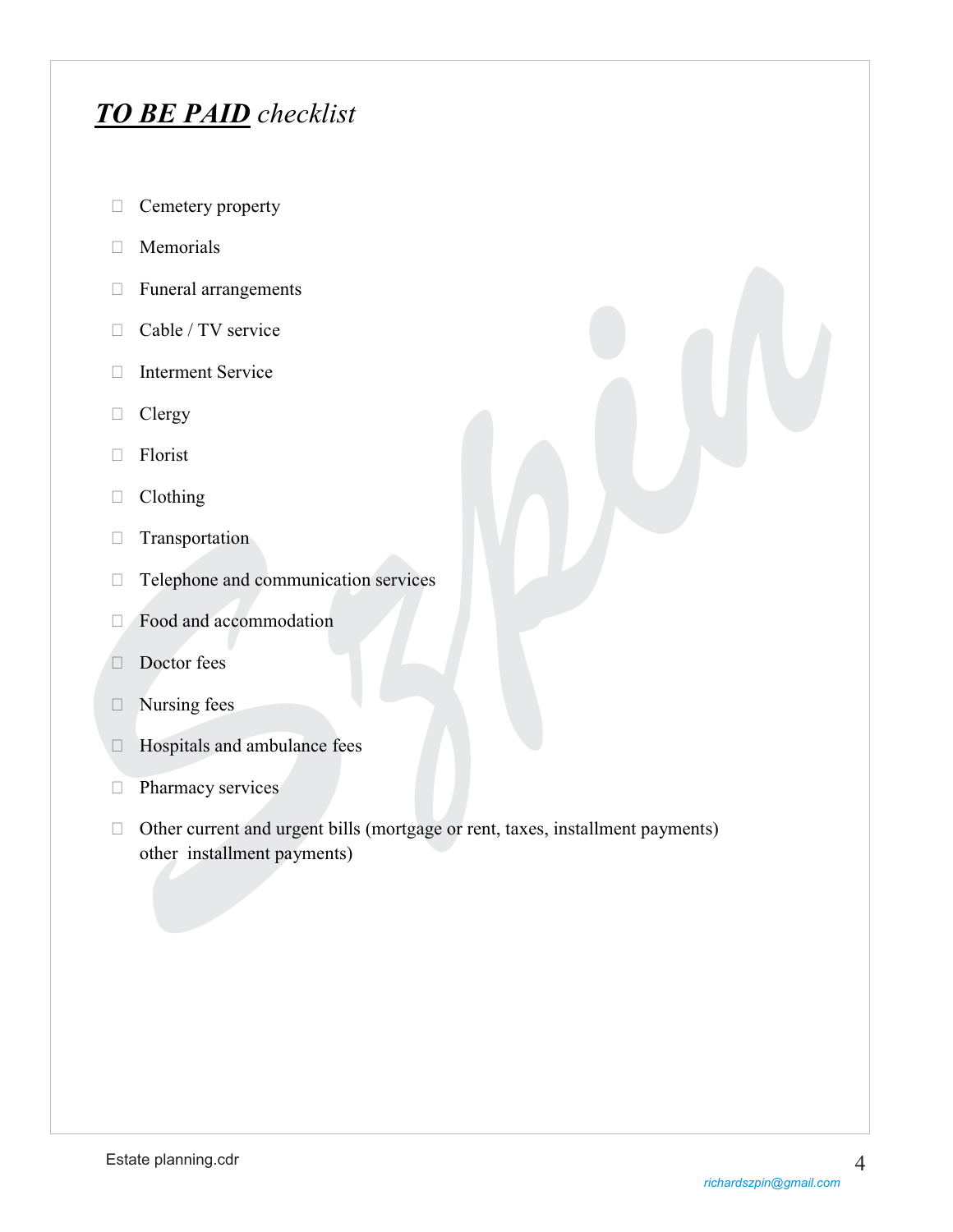## ***TO BE PAID*** *checklist*

- ☐ Cemetery property
- ☐ Memorials
- ☐ Funeral arrangements
- ☐ Cable / TV service
- ☐ Interment Service
- ☐ Clergy
- ☐ Florist
- ☐ Clothing
- ☐ Transportation
- ☐ Telephone and communication services
- ☐ Food and accommodation
- ☐ Doctor fees
- ☐ Nursing fees
- ☐ Hospitals and ambulance fees
- ☐ Pharmacy services
- ☐ Other current and urgent bills (mortgage or rent, taxes, installment payments) other installment payments)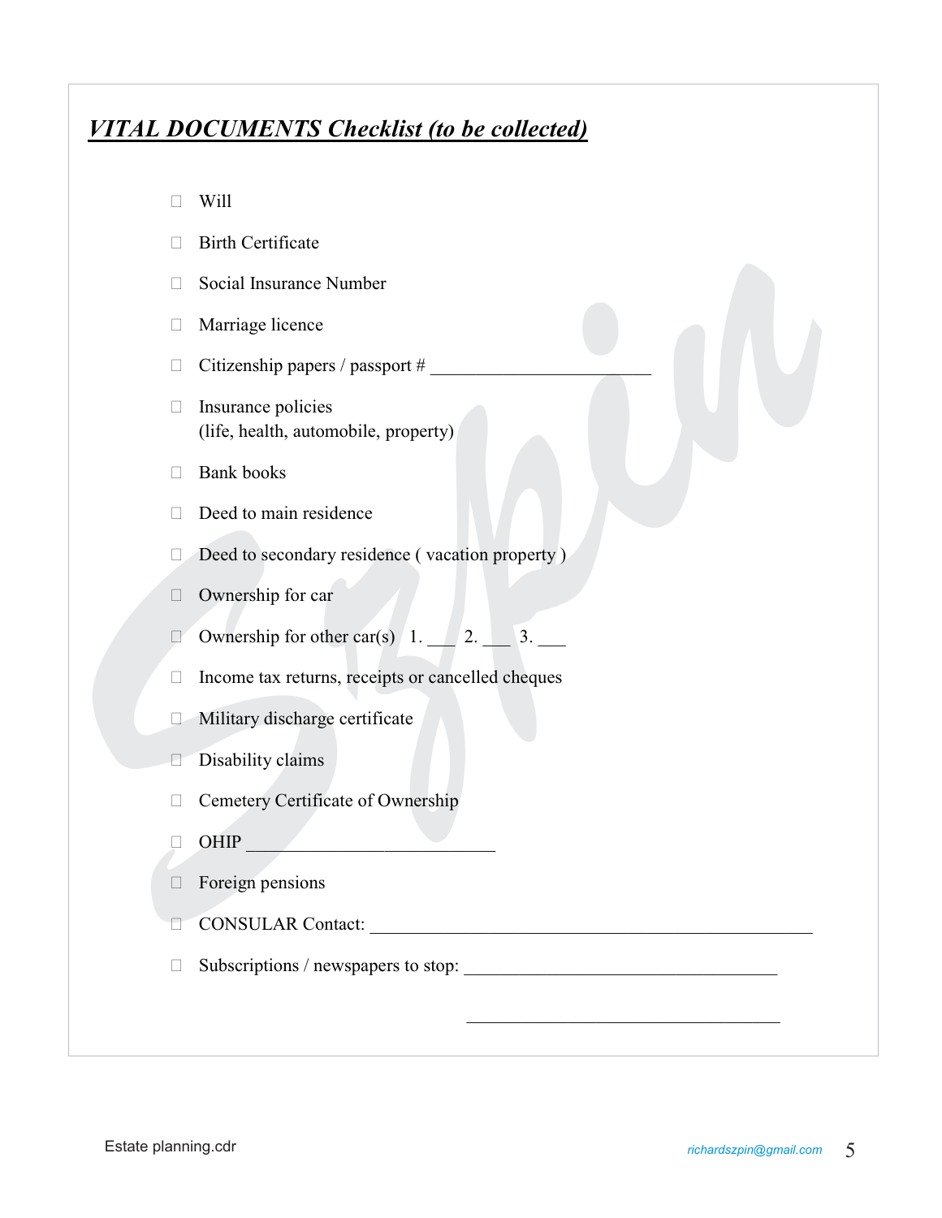## ***VITAL DOCUMENTS Checklist (to be collected)***

- ☐ Will
- ☐ Birth Certificate
- ☐ Social Insurance Number
- ☐ Marriage licence
- ☐ Citizenship papers / passport # ________________________
- ☐ Insurance policies (life, health, automobile, property)
- ☐ Bank books
- ☐ Deed to main residence
- ☐ Deed to secondary residence ( vacation property )
- ☐ Ownership for car
- ☐ Ownership for other car(s) 1. ___ 2. ___ 3. ___
- ☐ Income tax returns, receipts or cancelled cheques
- ☐ Military discharge certificate
- ☐ Disability claims
- ☐ Cemetery Certificate of Ownership
- ☐ OHIP ___________________________
- ☐ Foreign pensions
- ☐ CONSULAR Contact: ________________________________________________
- ☐ Subscriptions / newspapers to stop: __________________________________

__________________________________

Estate planning.cdr

richardszpin@gmail.com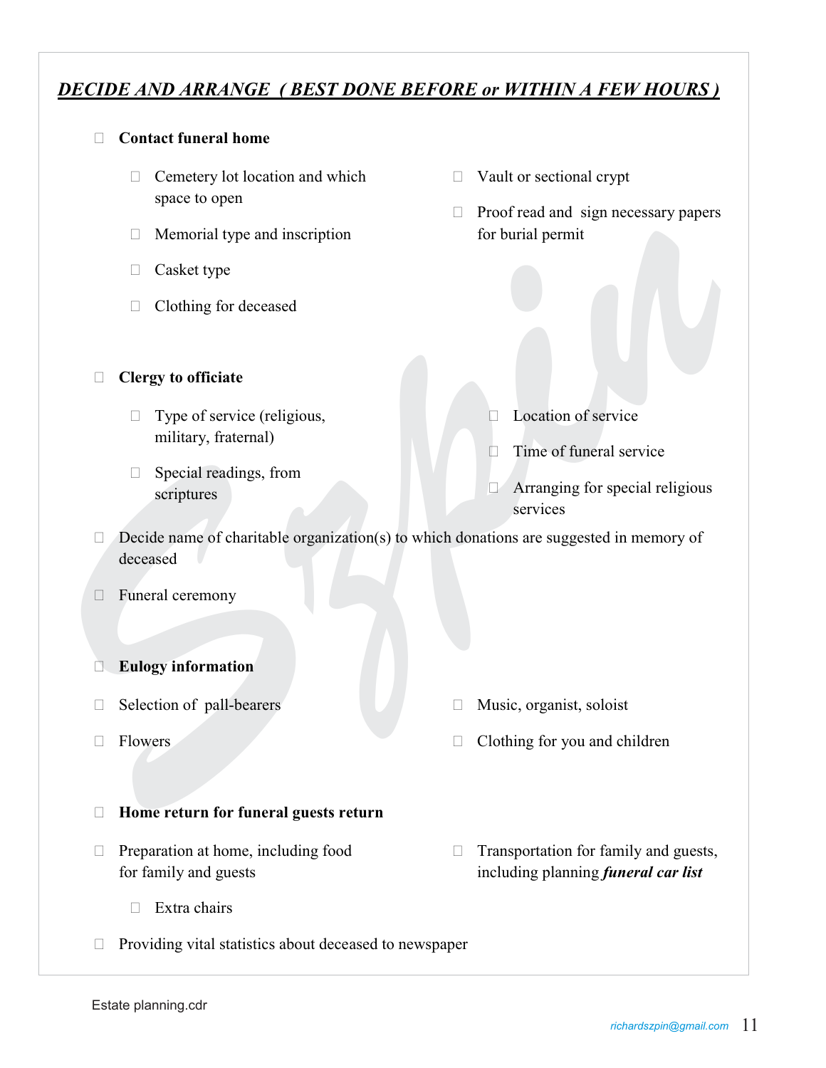## ***DECIDE AND ARRANGE ( BEST DONE BEFORE or WITHIN A FEW HOURS )***

- ☐ **Contact funeral home**
  - ☐ Cemetery lot location and which space to open
  - ☐ Memorial type and inscription
  - ☐ Casket type
  - ☐ Clothing for deceased
  - ☐ Vault or sectional crypt
  - ☐ Proof read and sign necessary papers for burial permit

- ☐ **Clergy to officiate**
  - ☐ Type of service (religious, military, fraternal)
  - ☐ Special readings, from scriptures
  - ☐ Location of service
  - ☐ Time of funeral service
  - ☐ Arranging for special religious services

- ☐ Decide name of charitable organization(s) to which donations are suggested in memory of deceased
- ☐ Funeral ceremony

- ☐ **Eulogy information**
- ☐ Selection of pall-bearers
- ☐ Flowers
- ☐ Music, organist, soloist
- ☐ Clothing for you and children

- ☐ **Home return for funeral guests return**
- ☐ Preparation at home, including food for family and guests
  - ☐ Extra chairs
- ☐ Transportation for family and guests, including planning ***funeral car list***
- ☐ Providing vital statistics about deceased to newspaper

Estate planning.cdr

richardszpin@gmail.com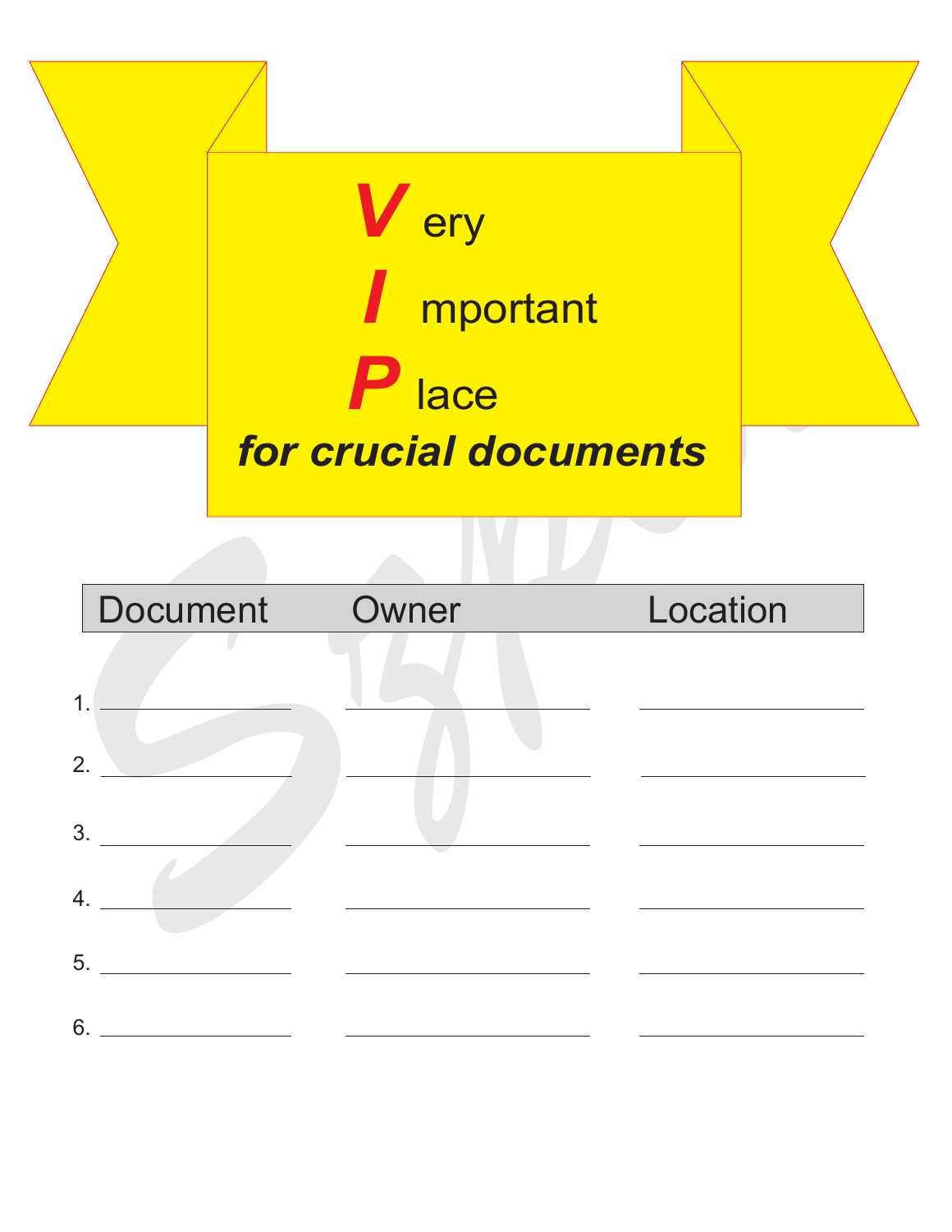# **V** ery
# **I** mportant
# **P** lace

***for crucial documents***

| Document | Owner | Location |
|---|---|---|
| 1. | | |
| 2. | | |
| 3. | | |
| 4. | | |
| 5. | | |
| 6. | | |